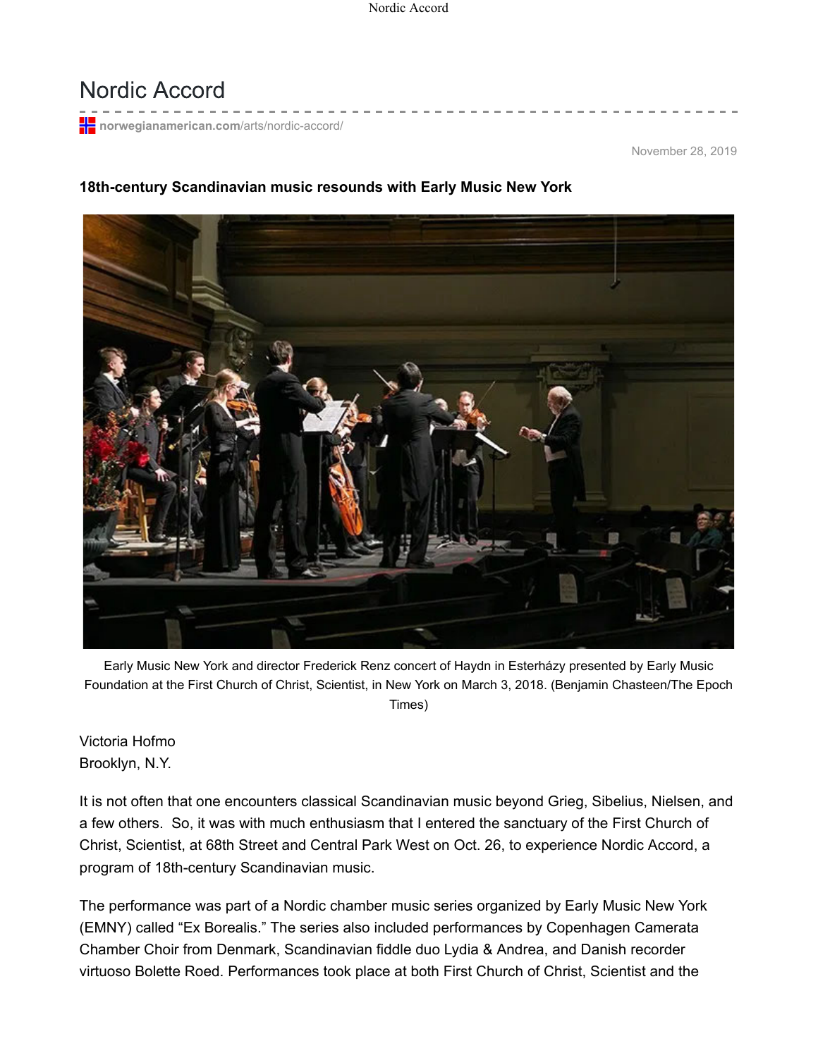# Nordic Accord

norwegianamerican.com/arts/nordic-accord/

November 28, 2019

**18th-century Scandinavian music resounds with Early Music New York**

Early Music New York and director Frederick Renz concert of Haydn in Esterházy presented by Early Music Foundation at the First Church of Christ, Scientist, in New York on March 3, 2018. (Benjamin Chasteen/The Epoch Times)

Victoria Hofmo
Brooklyn, N.Y.

It is not often that one encounters classical Scandinavian music beyond Grieg, Sibelius, Nielsen, and a few others.  So, it was with much enthusiasm that I entered the sanctuary of the First Church of Christ, Scientist, at 68th Street and Central Park West on Oct. 26, to experience Nordic Accord, a program of 18th-century Scandinavian music.

The performance was part of a Nordic chamber music series organized by Early Music New York (EMNY) called "Ex Borealis." The series also included performances by Copenhagen Camerata Chamber Choir from Denmark, Scandinavian fiddle duo Lydia & Andrea, and Danish recorder virtuoso Bolette Roed. Performances took place at both First Church of Christ, Scientist and the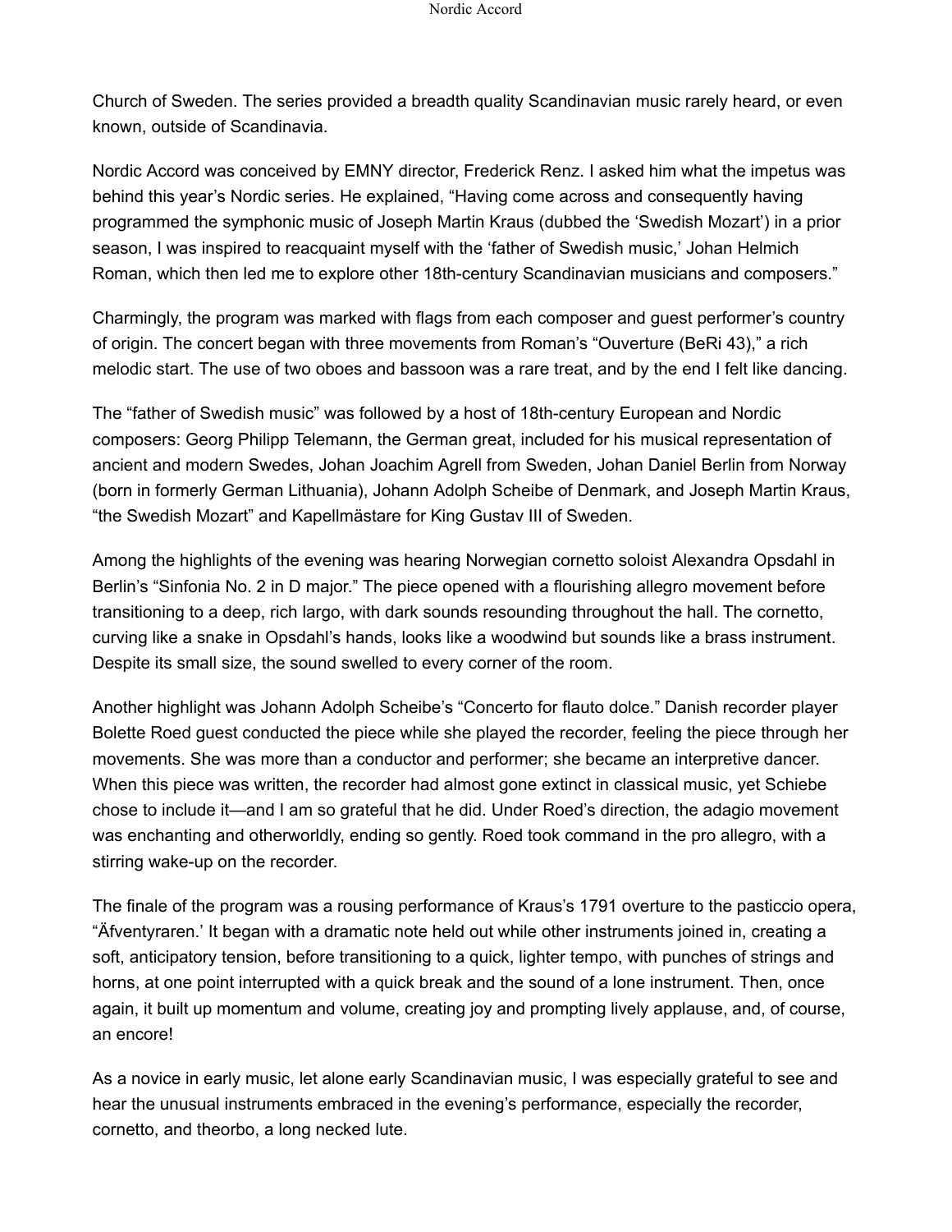Church of Sweden. The series provided a breadth quality Scandinavian music rarely heard, or even known, outside of Scandinavia.

Nordic Accord was conceived by EMNY director, Frederick Renz. I asked him what the impetus was behind this year's Nordic series. He explained, "Having come across and consequently having programmed the symphonic music of Joseph Martin Kraus (dubbed the 'Swedish Mozart') in a prior season, I was inspired to reacquaint myself with the 'father of Swedish music,' Johan Helmich Roman, which then led me to explore other 18th-century Scandinavian musicians and composers."

Charmingly, the program was marked with flags from each composer and guest performer's country of origin. The concert began with three movements from Roman's "Ouverture (BeRi 43)," a rich melodic start. The use of two oboes and bassoon was a rare treat, and by the end I felt like dancing.

The "father of Swedish music" was followed by a host of 18th-century European and Nordic composers: Georg Philipp Telemann, the German great, included for his musical representation of ancient and modern Swedes, Johan Joachim Agrell from Sweden, Johan Daniel Berlin from Norway (born in formerly German Lithuania), Johann Adolph Scheibe of Denmark, and Joseph Martin Kraus, "the Swedish Mozart" and Kapellmästare for King Gustav III of Sweden.

Among the highlights of the evening was hearing Norwegian cornetto soloist Alexandra Opsdahl in Berlin's "Sinfonia No. 2 in D major." The piece opened with a flourishing allegro movement before transitioning to a deep, rich largo, with dark sounds resounding throughout the hall. The cornetto, curving like a snake in Opsdahl's hands, looks like a woodwind but sounds like a brass instrument. Despite its small size, the sound swelled to every corner of the room.

Another highlight was Johann Adolph Scheibe's "Concerto for flauto dolce." Danish recorder player Bolette Roed guest conducted the piece while she played the recorder, feeling the piece through her movements. She was more than a conductor and performer; she became an interpretive dancer. When this piece was written, the recorder had almost gone extinct in classical music, yet Schiebe chose to include it—and I am so grateful that he did. Under Roed's direction, the adagio movement was enchanting and otherworldly, ending so gently. Roed took command in the pro allegro, with a stirring wake-up on the recorder.

The finale of the program was a rousing performance of Kraus's 1791 overture to the pasticcio opera, "Äfventyraren.' It began with a dramatic note held out while other instruments joined in, creating a soft, anticipatory tension, before transitioning to a quick, lighter tempo, with punches of strings and horns, at one point interrupted with a quick break and the sound of a lone instrument. Then, once again, it built up momentum and volume, creating joy and prompting lively applause, and, of course, an encore!

As a novice in early music, let alone early Scandinavian music, I was especially grateful to see and hear the unusual instruments embraced in the evening's performance, especially the recorder, cornetto, and theorbo, a long necked lute.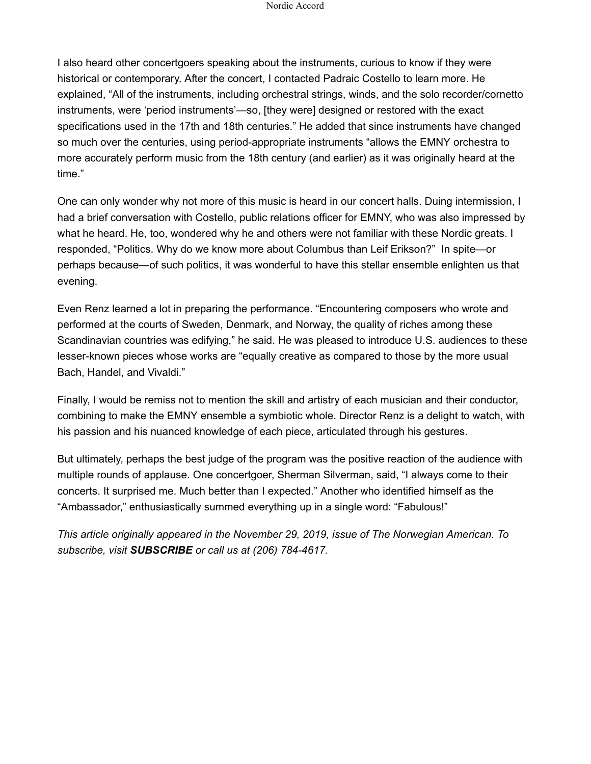I also heard other concertgoers speaking about the instruments, curious to know if they were historical or contemporary. After the concert, I contacted Padraic Costello to learn more. He explained, “All of the instruments, including orchestral strings, winds, and the solo recorder/cornetto instruments, were ‘period instruments’—so, [they were] designed or restored with the exact specifications used in the 17th and 18th centuries.” He added that since instruments have changed so much over the centuries, using period-appropriate instruments “allows the EMNY orchestra to more accurately perform music from the 18th century (and earlier) as it was originally heard at the time.”

One can only wonder why not more of this music is heard in our concert halls. Duing intermission, I had a brief conversation with Costello, public relations officer for EMNY, who was also impressed by what he heard. He, too, wondered why he and others were not familiar with these Nordic greats. I responded, “Politics. Why do we know more about Columbus than Leif Erikson?” In spite—or perhaps because—of such politics, it was wonderful to have this stellar ensemble enlighten us that evening.

Even Renz learned a lot in preparing the performance. “Encountering composers who wrote and performed at the courts of Sweden, Denmark, and Norway, the quality of riches among these Scandinavian countries was edifying,” he said. He was pleased to introduce U.S. audiences to these lesser-known pieces whose works are “equally creative as compared to those by the more usual Bach, Handel, and Vivaldi.”

Finally, I would be remiss not to mention the skill and artistry of each musician and their conductor, combining to make the EMNY ensemble a symbiotic whole. Director Renz is a delight to watch, with his passion and his nuanced knowledge of each piece, articulated through his gestures.

But ultimately, perhaps the best judge of the program was the positive reaction of the audience with multiple rounds of applause. One concertgoer, Sherman Silverman, said, “I always come to their concerts. It surprised me. Much better than I expected.” Another who identified himself as the “Ambassador,” enthusiastically summed everything up in a single word: “Fabulous!”

*This article originally appeared in the November 29, 2019, issue of The Norwegian American. To subscribe, visit* ***SUBSCRIBE*** *or call us at (206) 784-4617.*